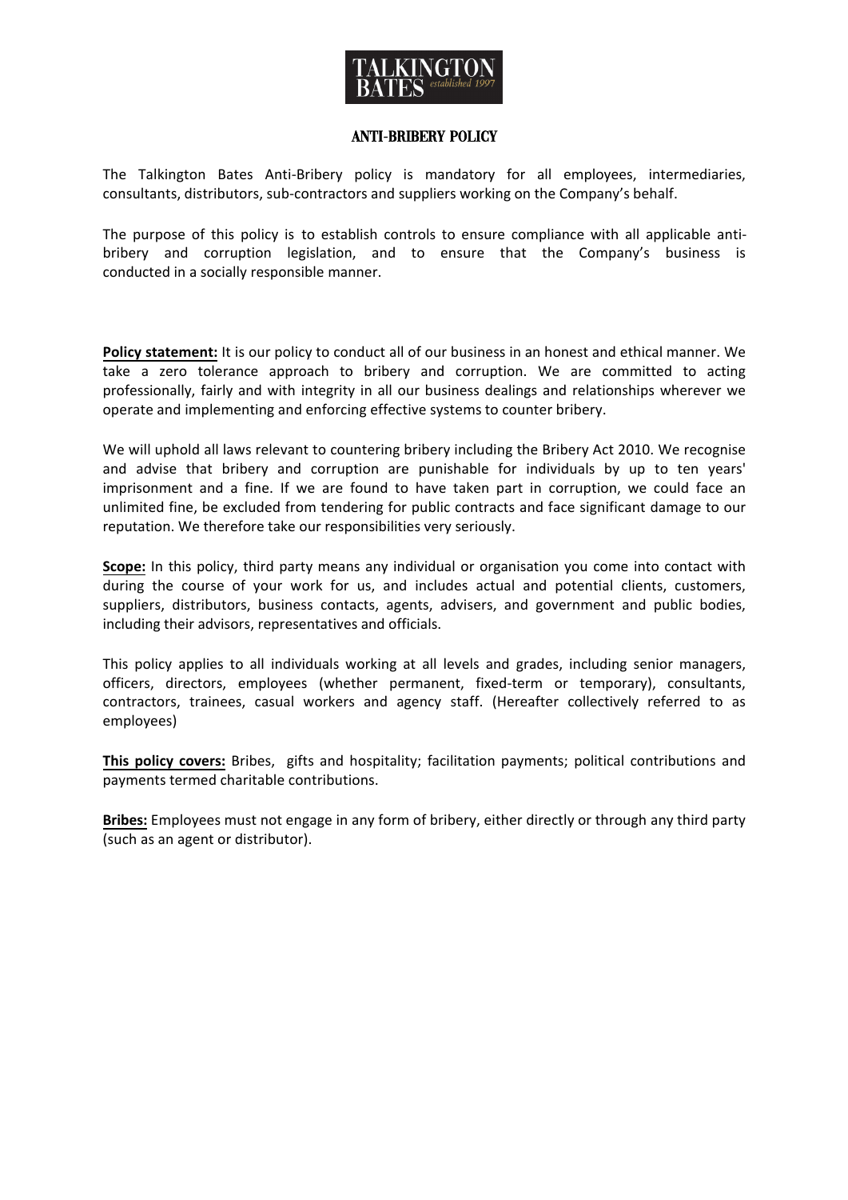TALKINGTON BATES established 1997

# ANTI-BRIBERY POLICY

The Talkington Bates Anti-Bribery policy is mandatory for all employees, intermediaries, consultants, distributors, sub-contractors and suppliers working on the Company's behalf.

The purpose of this policy is to establish controls to ensure compliance with all applicable anti-bribery and corruption legislation, and to ensure that the Company's business is conducted in a socially responsible manner.

**Policy statement:** It is our policy to conduct all of our business in an honest and ethical manner. We take a zero tolerance approach to bribery and corruption. We are committed to acting professionally, fairly and with integrity in all our business dealings and relationships wherever we operate and implementing and enforcing effective systems to counter bribery.

We will uphold all laws relevant to countering bribery including the Bribery Act 2010. We recognise and advise that bribery and corruption are punishable for individuals by up to ten years' imprisonment and a fine. If we are found to have taken part in corruption, we could face an unlimited fine, be excluded from tendering for public contracts and face significant damage to our reputation. We therefore take our responsibilities very seriously.

**Scope:** In this policy, third party means any individual or organisation you come into contact with during the course of your work for us, and includes actual and potential clients, customers, suppliers, distributors, business contacts, agents, advisers, and government and public bodies, including their advisors, representatives and officials.

This policy applies to all individuals working at all levels and grades, including senior managers, officers, directors, employees (whether permanent, fixed-term or temporary), consultants, contractors, trainees, casual workers and agency staff. (Hereafter collectively referred to as employees)

**This policy covers:** Bribes, gifts and hospitality; facilitation payments; political contributions and payments termed charitable contributions.

**Bribes:** Employees must not engage in any form of bribery, either directly or through any third party (such as an agent or distributor).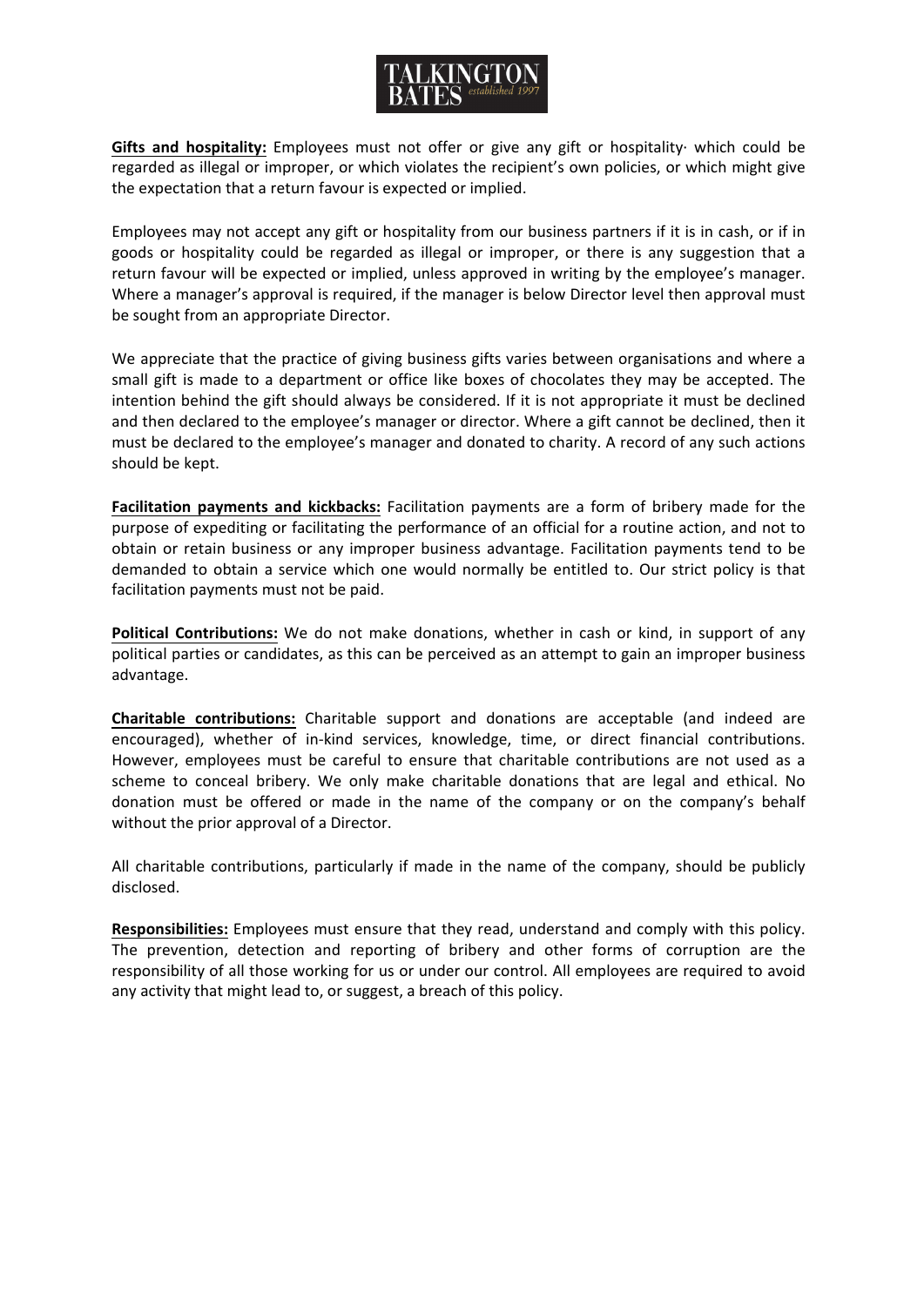**Gifts and hospitality:** Employees must not offer or give any gift or hospitality· which could be regarded as illegal or improper, or which violates the recipient's own policies, or which might give the expectation that a return favour is expected or implied.

Employees may not accept any gift or hospitality from our business partners if it is in cash, or if in goods or hospitality could be regarded as illegal or improper, or there is any suggestion that a return favour will be expected or implied, unless approved in writing by the employee's manager. Where a manager's approval is required, if the manager is below Director level then approval must be sought from an appropriate Director.

We appreciate that the practice of giving business gifts varies between organisations and where a small gift is made to a department or office like boxes of chocolates they may be accepted. The intention behind the gift should always be considered. If it is not appropriate it must be declined and then declared to the employee's manager or director. Where a gift cannot be declined, then it must be declared to the employee's manager and donated to charity. A record of any such actions should be kept.

**Facilitation payments and kickbacks:** Facilitation payments are a form of bribery made for the purpose of expediting or facilitating the performance of an official for a routine action, and not to obtain or retain business or any improper business advantage. Facilitation payments tend to be demanded to obtain a service which one would normally be entitled to. Our strict policy is that facilitation payments must not be paid.

**Political Contributions:** We do not make donations, whether in cash or kind, in support of any political parties or candidates, as this can be perceived as an attempt to gain an improper business advantage.

**Charitable contributions:** Charitable support and donations are acceptable (and indeed are encouraged), whether of in-kind services, knowledge, time, or direct financial contributions. However, employees must be careful to ensure that charitable contributions are not used as a scheme to conceal bribery. We only make charitable donations that are legal and ethical. No donation must be offered or made in the name of the company or on the company's behalf without the prior approval of a Director.

All charitable contributions, particularly if made in the name of the company, should be publicly disclosed.

**Responsibilities:** Employees must ensure that they read, understand and comply with this policy. The prevention, detection and reporting of bribery and other forms of corruption are the responsibility of all those working for us or under our control. All employees are required to avoid any activity that might lead to, or suggest, a breach of this policy.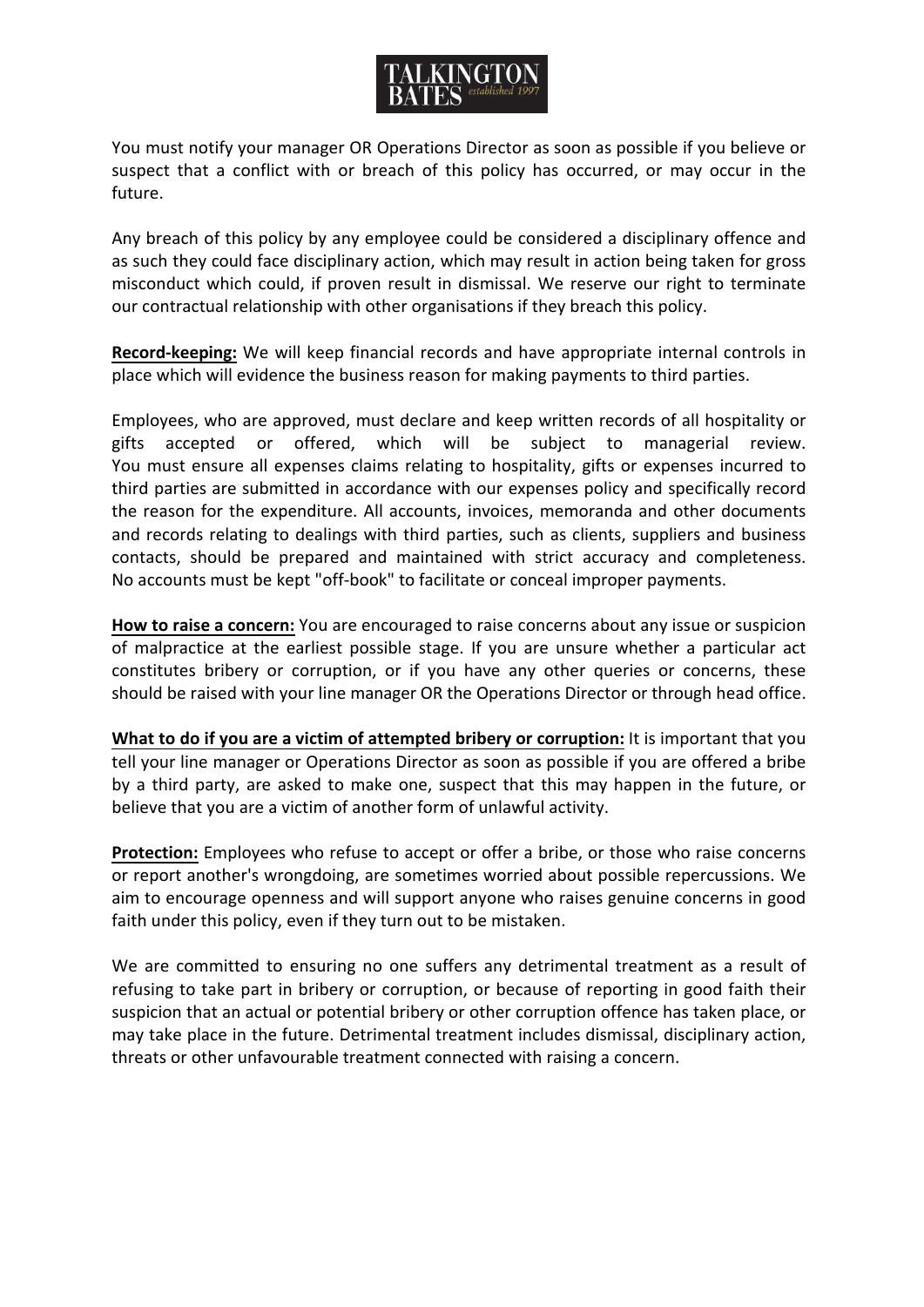You must notify your manager OR Operations Director as soon as possible if you believe or suspect that a conflict with or breach of this policy has occurred, or may occur in the future.

Any breach of this policy by any employee could be considered a disciplinary offence and as such they could face disciplinary action, which may result in action being taken for gross misconduct which could, if proven result in dismissal. We reserve our right to terminate our contractual relationship with other organisations if they breach this policy.

**Record-keeping:** We will keep financial records and have appropriate internal controls in place which will evidence the business reason for making payments to third parties.

Employees, who are approved, must declare and keep written records of all hospitality or gifts accepted or offered, which will be subject to managerial review. You must ensure all expenses claims relating to hospitality, gifts or expenses incurred to third parties are submitted in accordance with our expenses policy and specifically record the reason for the expenditure. All accounts, invoices, memoranda and other documents and records relating to dealings with third parties, such as clients, suppliers and business contacts, should be prepared and maintained with strict accuracy and completeness. No accounts must be kept "off-book" to facilitate or conceal improper payments.

**How to raise a concern:** You are encouraged to raise concerns about any issue or suspicion of malpractice at the earliest possible stage. If you are unsure whether a particular act constitutes bribery or corruption, or if you have any other queries or concerns, these should be raised with your line manager OR the Operations Director or through head office.

**What to do if you are a victim of attempted bribery or corruption:** It is important that you tell your line manager or Operations Director as soon as possible if you are offered a bribe by a third party, are asked to make one, suspect that this may happen in the future, or believe that you are a victim of another form of unlawful activity.

**Protection:** Employees who refuse to accept or offer a bribe, or those who raise concerns or report another's wrongdoing, are sometimes worried about possible repercussions. We aim to encourage openness and will support anyone who raises genuine concerns in good faith under this policy, even if they turn out to be mistaken.

We are committed to ensuring no one suffers any detrimental treatment as a result of refusing to take part in bribery or corruption, or because of reporting in good faith their suspicion that an actual or potential bribery or other corruption offence has taken place, or may take place in the future. Detrimental treatment includes dismissal, disciplinary action, threats or other unfavourable treatment connected with raising a concern.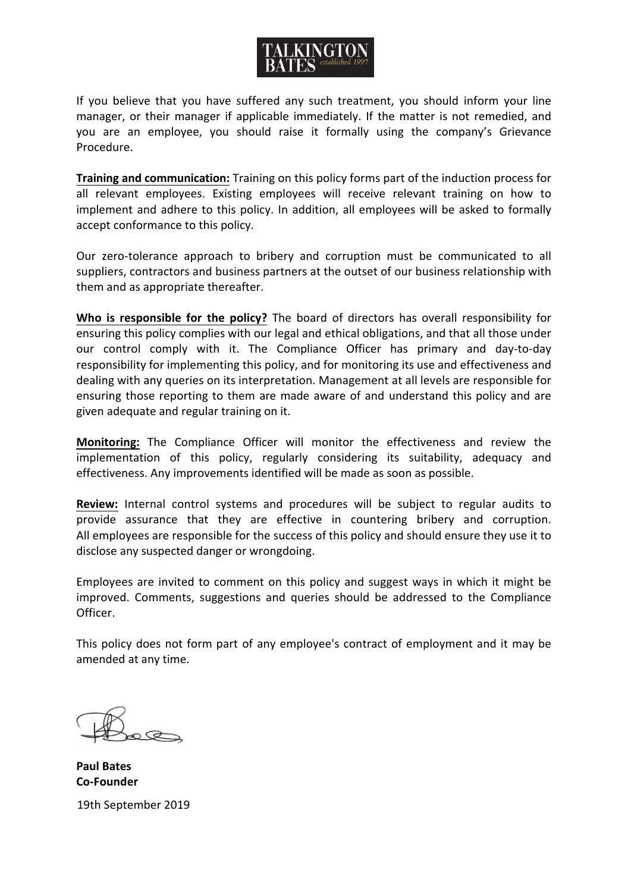If you believe that you have suffered any such treatment, you should inform your line manager, or their manager if applicable immediately. If the matter is not remedied, and you are an employee, you should raise it formally using the company's Grievance Procedure.

**Training and communication:** Training on this policy forms part of the induction process for all relevant employees. Existing employees will receive relevant training on how to implement and adhere to this policy. In addition, all employees will be asked to formally accept conformance to this policy.

Our zero-tolerance approach to bribery and corruption must be communicated to all suppliers, contractors and business partners at the outset of our business relationship with them and as appropriate thereafter.

**Who is responsible for the policy?** The board of directors has overall responsibility for ensuring this policy complies with our legal and ethical obligations, and that all those under our control comply with it. The Compliance Officer has primary and day-to-day responsibility for implementing this policy, and for monitoring its use and effectiveness and dealing with any queries on its interpretation. Management at all levels are responsible for ensuring those reporting to them are made aware of and understand this policy and are given adequate and regular training on it.

**Monitoring:** The Compliance Officer will monitor the effectiveness and review the implementation of this policy, regularly considering its suitability, adequacy and effectiveness. Any improvements identified will be made as soon as possible.

**Review:** Internal control systems and procedures will be subject to regular audits to provide assurance that they are effective in countering bribery and corruption. All employees are responsible for the success of this policy and should ensure they use it to disclose any suspected danger or wrongdoing.

Employees are invited to comment on this policy and suggest ways in which it might be improved. Comments, suggestions and queries should be addressed to the Compliance Officer.

This policy does not form part of any employee's contract of employment and it may be amended at any time.

**Paul Bates**
**Co-Founder**

19th September 2019